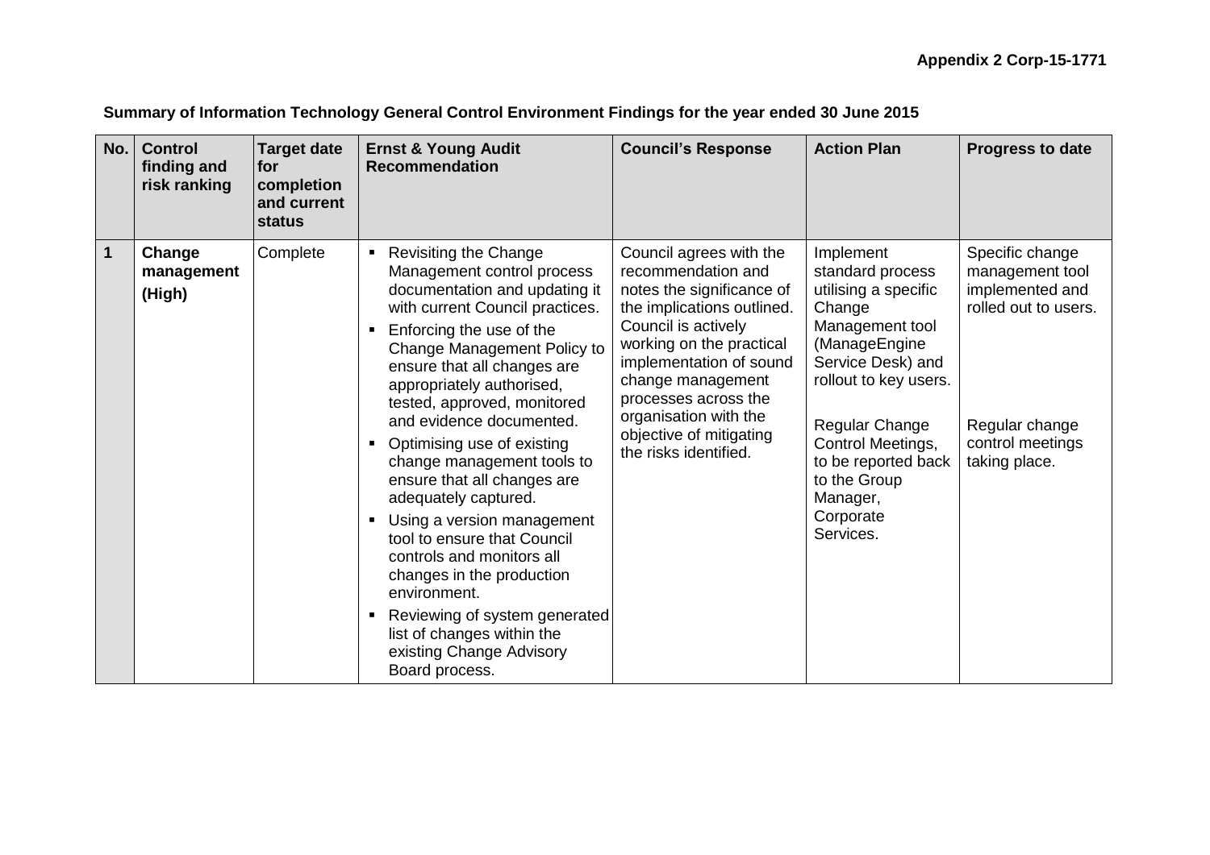**Appendix 2 Corp-15-1771**

**Summary of Information Technology General Control Environment Findings for the year ended 30 June 2015**

| No. | Control finding and risk ranking | Target date for completion and current status | Ernst & Young Audit Recommendation | Council's Response | Action Plan | Progress to date |
|---|---|---|---|---|---|---|
| **1** | **Change management (High)** | Complete | ▪ Revisiting the Change Management control process documentation and updating it with current Council practices.<br>▪ Enforcing the use of the Change Management Policy to ensure that all changes are appropriately authorised, tested, approved, monitored and evidence documented.<br>▪ Optimising use of existing change management tools to ensure that all changes are adequately captured.<br>▪ Using a version management tool to ensure that Council controls and monitors all changes in the production environment.<br>▪ Reviewing of system generated list of changes within the existing Change Advisory Board process. | Council agrees with the recommendation and notes the significance of the implications outlined. Council is actively working on the practical implementation of sound change management processes across the organisation with the objective of mitigating the risks identified. | Implement standard process utilising a specific Change Management tool (ManageEngine Service Desk) and rollout to key users.<br><br>Regular Change Control Meetings, to be reported back to the Group Manager, Corporate Services. | Specific change management tool implemented and rolled out to users.<br><br>Regular change control meetings taking place. |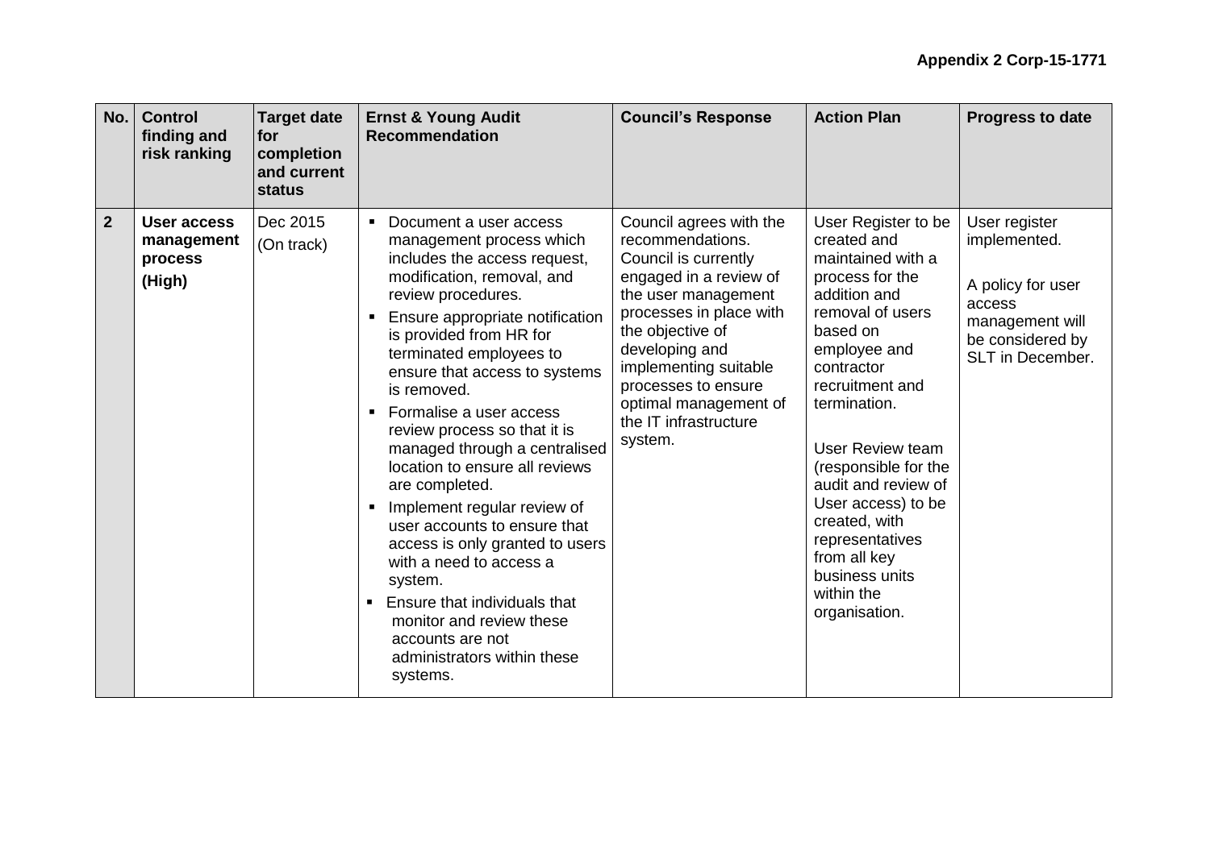**Appendix 2 Corp-15-1771**

| No. | Control finding and risk ranking | Target date for completion and current status | Ernst & Young Audit Recommendation | Council's Response | Action Plan | Progress to date |
|---|---|---|---|---|---|---|
| **2** | **User access management process (High)** | Dec 2015 (On track) | ▪ Document a user access management process which includes the access request, modification, removal, and review procedures.<br>▪ Ensure appropriate notification is provided from HR for terminated employees to ensure that access to systems is removed.<br>▪ Formalise a user access review process so that it is managed through a centralised location to ensure all reviews are completed.<br>▪ Implement regular review of user accounts to ensure that access is only granted to users with a need to access a system.<br>▪ Ensure that individuals that monitor and review these accounts are not administrators within these systems. | Council agrees with the recommendations. Council is currently engaged in a review of the user management processes in place with the objective of developing and implementing suitable processes to ensure optimal management of the IT infrastructure system. | User Register to be created and maintained with a process for the addition and removal of users based on employee and contractor recruitment and termination.<br><br>User Review team (responsible for the audit and review of User access) to be created, with representatives from all key business units within the organisation. | User register implemented.<br><br>A policy for user access management will be considered by SLT in December. |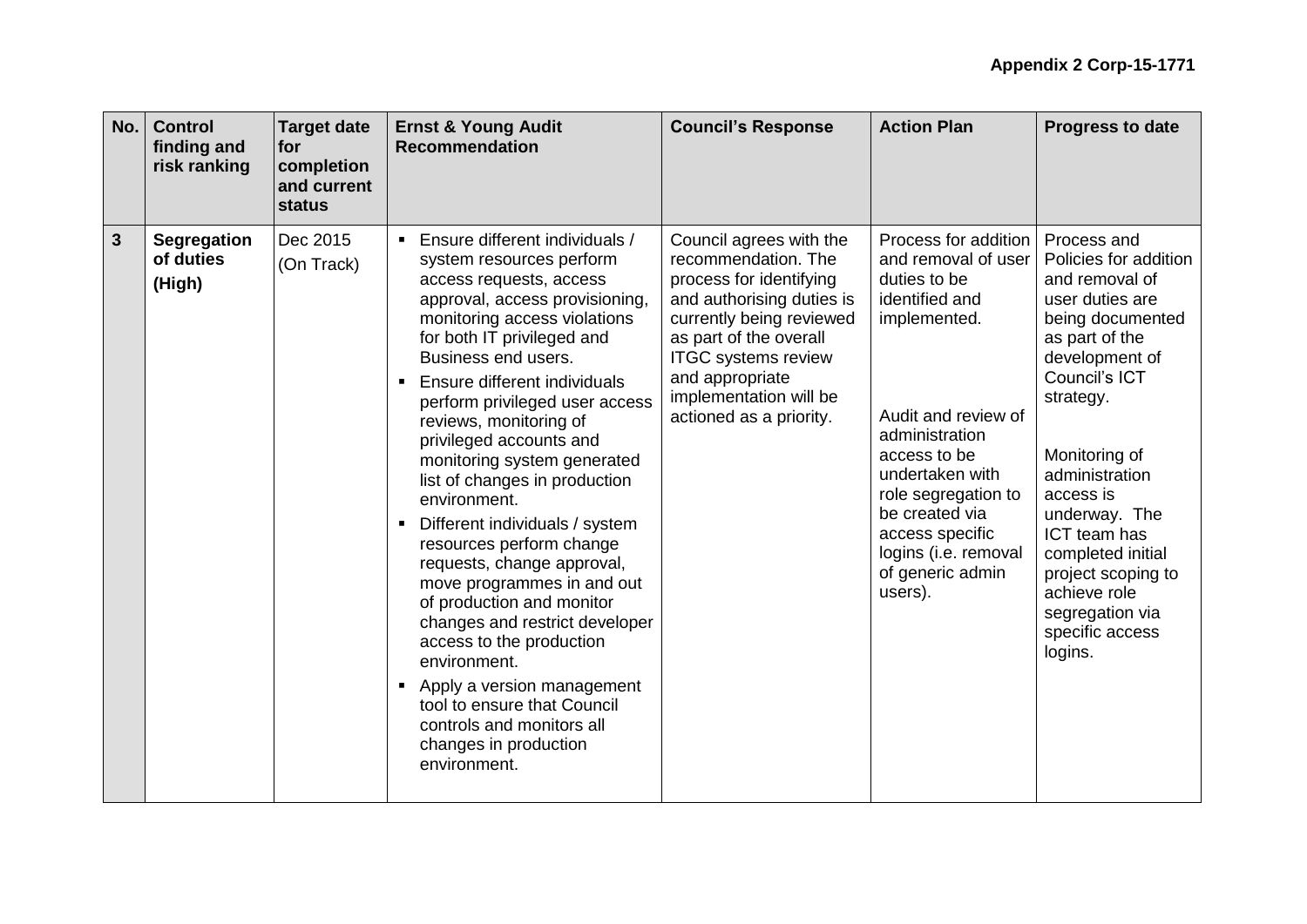**Appendix 2 Corp-15-1771**

| No. | Control finding and risk ranking | Target date for completion and current status | Ernst & Young Audit Recommendation | Council's Response | Action Plan | Progress to date |
|---|---|---|---|---|---|---|
| **3** | **Segregation of duties** **(High)** | Dec 2015 (On Track) | ▪ Ensure different individuals / system resources perform access requests, access approval, access provisioning, monitoring access violations for both IT privileged and Business end users. <br> ▪ Ensure different individuals perform privileged user access reviews, monitoring of privileged accounts and monitoring system generated list of changes in production environment. <br> ▪ Different individuals / system resources perform change requests, change approval, move programmes in and out of production and monitor changes and restrict developer access to the production environment. <br> ▪ Apply a version management tool to ensure that Council controls and monitors all changes in production environment. | Council agrees with the recommendation. The process for identifying and authorising duties is currently being reviewed as part of the overall ITGC systems review and appropriate implementation will be actioned as a priority. | Process for addition and removal of user duties to be identified and implemented. <br><br> Audit and review of administration access to be undertaken with role segregation to be created via access specific logins (i.e. removal of generic admin users). | Process and Policies for addition and removal of user duties are being documented as part of the development of Council's ICT strategy. <br><br> Monitoring of administration access is underway. The ICT team has completed initial project scoping to achieve role segregation via specific access logins. |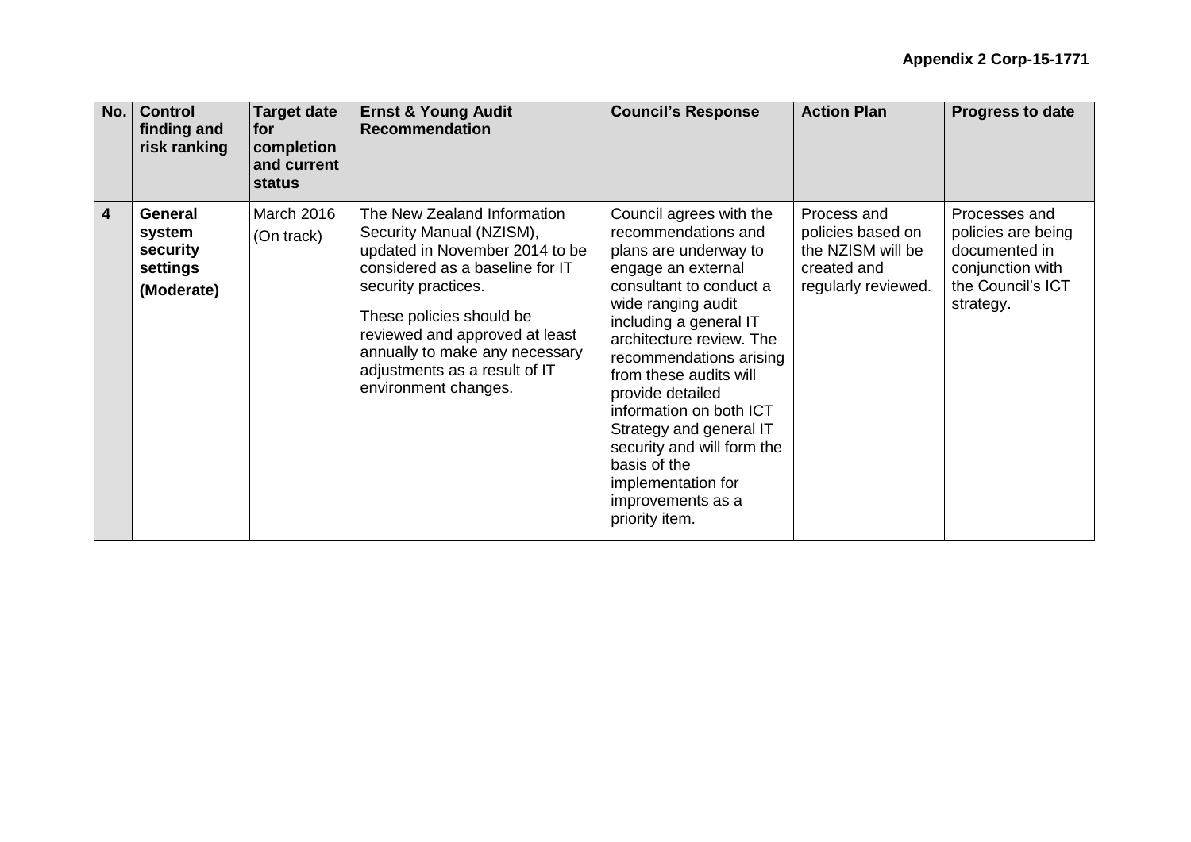**Appendix 2 Corp-15-1771**

| No. | Control finding and risk ranking | Target date for completion and current status | Ernst & Young Audit Recommendation | Council's Response | Action Plan | Progress to date |
|---|---|---|---|---|---|---|
| **4** | **General system security settings** **(Moderate)** | March 2016 (On track) | The New Zealand Information Security Manual (NZISM), updated in November 2014 to be considered as a baseline for IT security practices. These policies should be reviewed and approved at least annually to make any necessary adjustments as a result of IT environment changes. | Council agrees with the recommendations and plans are underway to engage an external consultant to conduct a wide ranging audit including a general IT architecture review. The recommendations arising from these audits will provide detailed information on both ICT Strategy and general IT security and will form the basis of the implementation for improvements as a priority item. | Process and policies based on the NZISM will be created and regularly reviewed. | Processes and policies are being documented in conjunction with the Council's ICT strategy. |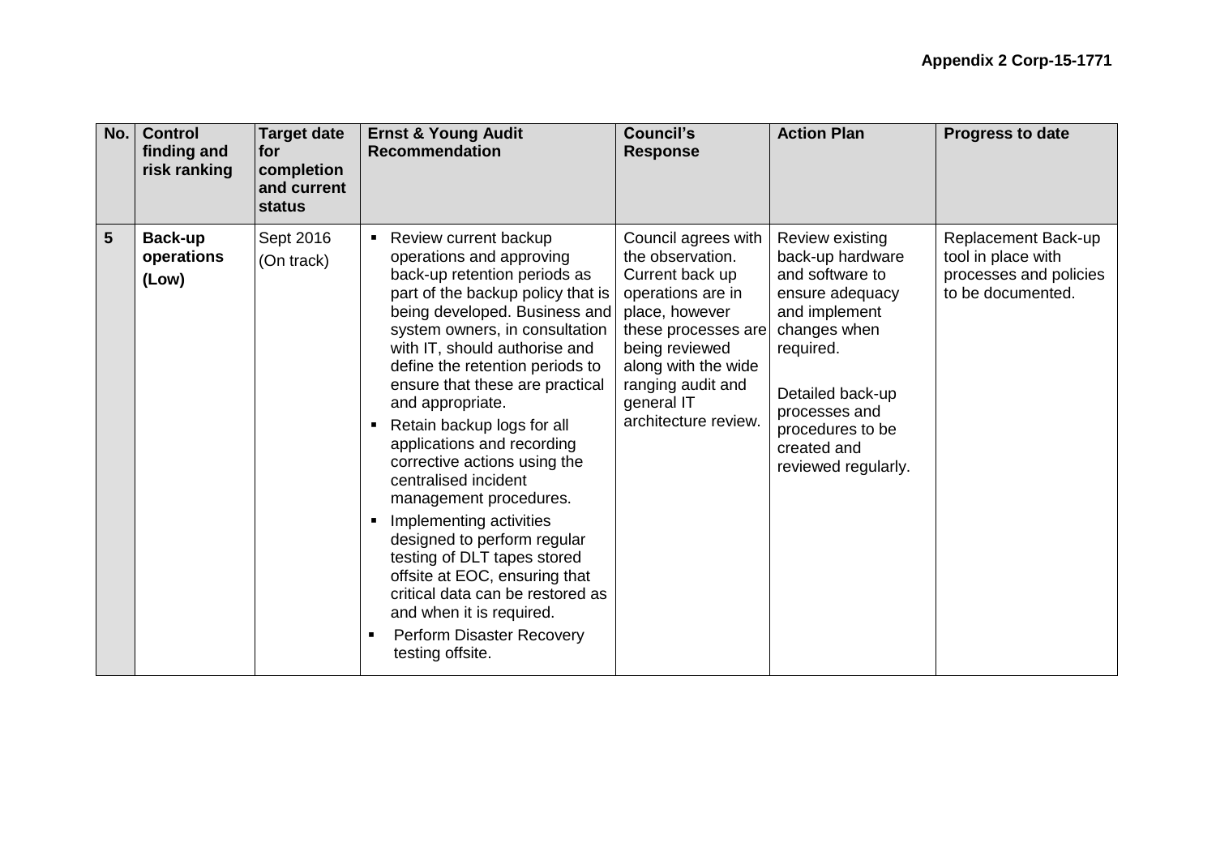**Appendix 2 Corp-15-1771**

| No. | Control finding and risk ranking | Target date for completion and current status | Ernst & Young Audit Recommendation | Council's Response | Action Plan | Progress to date |
|---|---|---|---|---|---|---|
| 5 | **Back-up operations (Low)** | Sept 2016 (On track) | ▪ Review current backup operations and approving back-up retention periods as part of the backup policy that is being developed. Business and system owners, in consultation with IT, should authorise and define the retention periods to ensure that these are practical and appropriate.<br>▪ Retain backup logs for all applications and recording corrective actions using the centralised incident management procedures.<br>▪ Implementing activities designed to perform regular testing of DLT tapes stored offsite at EOC, ensuring that critical data can be restored as and when it is required.<br>▪ Perform Disaster Recovery testing offsite. | Council agrees with the observation. Current back up operations are in place, however these processes are being reviewed along with the wide ranging audit and general IT architecture review. | Review existing back-up hardware and software to ensure adequacy and implement changes when required.<br><br>Detailed back-up processes and procedures to be created and reviewed regularly. | Replacement Back-up tool in place with processes and policies to be documented. |